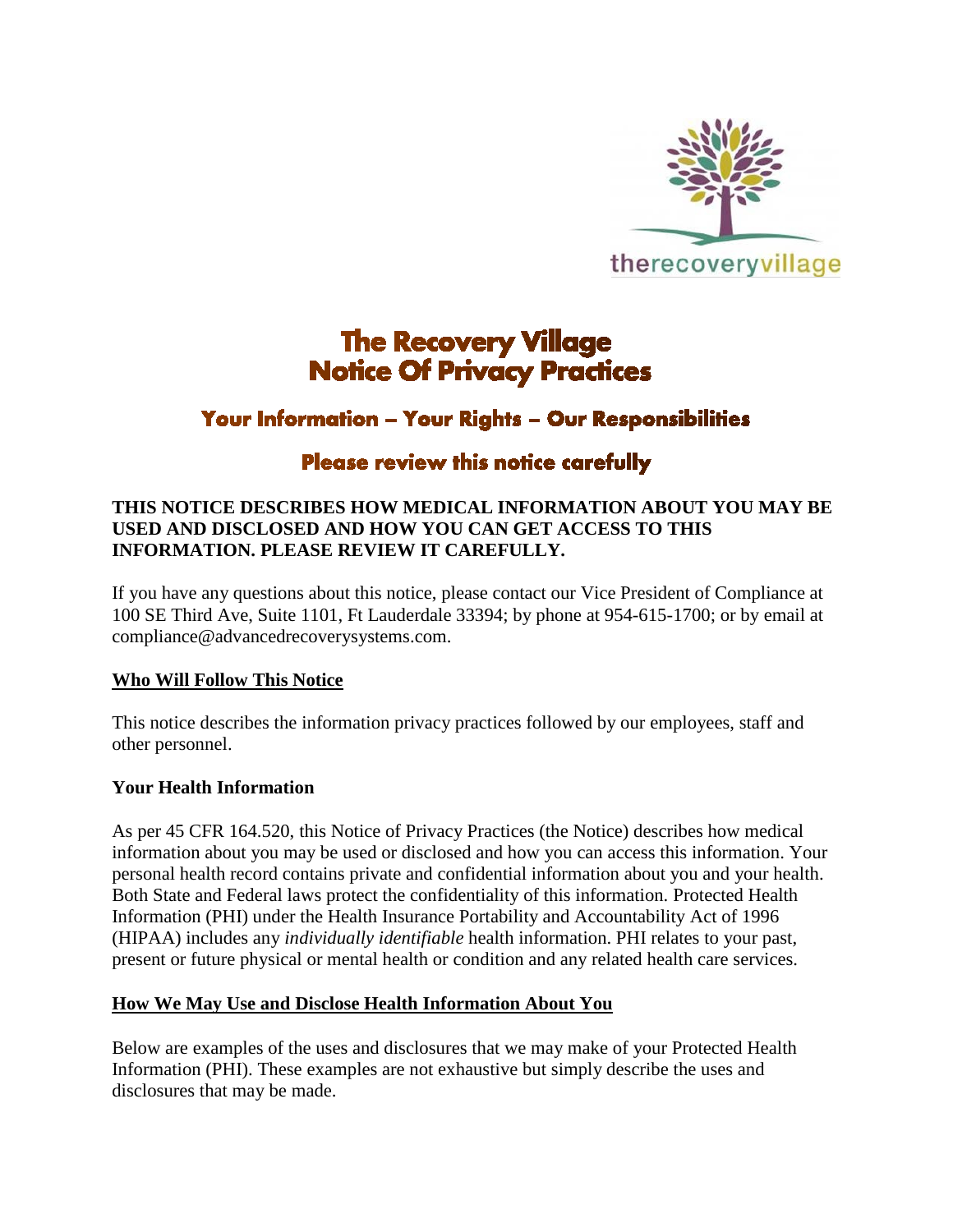therecoveryvillage

# The Recovery Village
# Notice Of Privacy Practices

## Your Information – Your Rights – Our Responsibilities

## Please review this notice carefully

**THIS NOTICE DESCRIBES HOW MEDICAL INFORMATION ABOUT YOU MAY BE USED AND DISCLOSED AND HOW YOU CAN GET ACCESS TO THIS INFORMATION. PLEASE REVIEW IT CAREFULLY.**

If you have any questions about this notice, please contact our Vice President of Compliance at 100 SE Third Ave, Suite 1101, Ft Lauderdale 33394; by phone at 954-615-1700; or by email at compliance@advancedrecoverysystems.com.

### Who Will Follow This Notice

This notice describes the information privacy practices followed by our employees, staff and other personnel.

### Your Health Information

As per 45 CFR 164.520, this Notice of Privacy Practices (the Notice) describes how medical information about you may be used or disclosed and how you can access this information. Your personal health record contains private and confidential information about you and your health. Both State and Federal laws protect the confidentiality of this information. Protected Health Information (PHI) under the Health Insurance Portability and Accountability Act of 1996 (HIPAA) includes any *individually identifiable* health information. PHI relates to your past, present or future physical or mental health or condition and any related health care services.

### How We May Use and Disclose Health Information About You

Below are examples of the uses and disclosures that we may make of your Protected Health Information (PHI). These examples are not exhaustive but simply describe the uses and disclosures that may be made.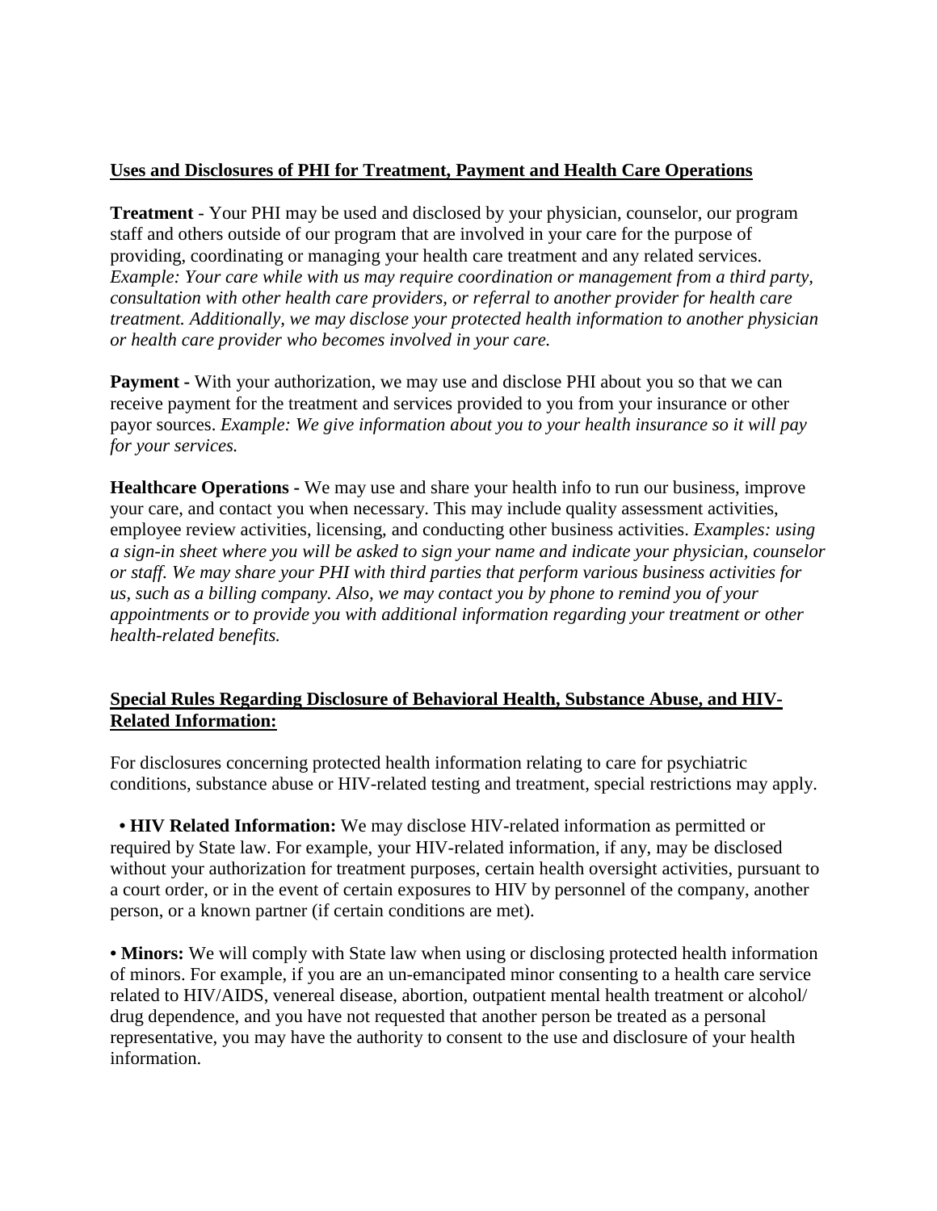**Uses and Disclosures of PHI for Treatment, Payment and Health Care Operations**

**Treatment** - Your PHI may be used and disclosed by your physician, counselor, our program staff and others outside of our program that are involved in your care for the purpose of providing, coordinating or managing your health care treatment and any related services. *Example: Your care while with us may require coordination or management from a third party, consultation with other health care providers, or referral to another provider for health care treatment. Additionally, we may disclose your protected health information to another physician or health care provider who becomes involved in your care.*

**Payment -** With your authorization, we may use and disclose PHI about you so that we can receive payment for the treatment and services provided to you from your insurance or other payor sources. *Example: We give information about you to your health insurance so it will pay for your services.*

**Healthcare Operations -** We may use and share your health info to run our business, improve your care, and contact you when necessary. This may include quality assessment activities, employee review activities, licensing, and conducting other business activities. *Examples: using a sign-in sheet where you will be asked to sign your name and indicate your physician, counselor or staff. We may share your PHI with third parties that perform various business activities for us, such as a billing company. Also, we may contact you by phone to remind you of your appointments or to provide you with additional information regarding your treatment or other health-related benefits.*

**Special Rules Regarding Disclosure of Behavioral Health, Substance Abuse, and HIV-Related Information:**

For disclosures concerning protected health information relating to care for psychiatric conditions, substance abuse or HIV-related testing and treatment, special restrictions may apply.

- **HIV Related Information:** We may disclose HIV-related information as permitted or required by State law. For example, your HIV-related information, if any, may be disclosed without your authorization for treatment purposes, certain health oversight activities, pursuant to a court order, or in the event of certain exposures to HIV by personnel of the company, another person, or a known partner (if certain conditions are met).

- **Minors:** We will comply with State law when using or disclosing protected health information of minors. For example, if you are an un-emancipated minor consenting to a health care service related to HIV/AIDS, venereal disease, abortion, outpatient mental health treatment or alcohol/ drug dependence, and you have not requested that another person be treated as a personal representative, you may have the authority to consent to the use and disclosure of your health information.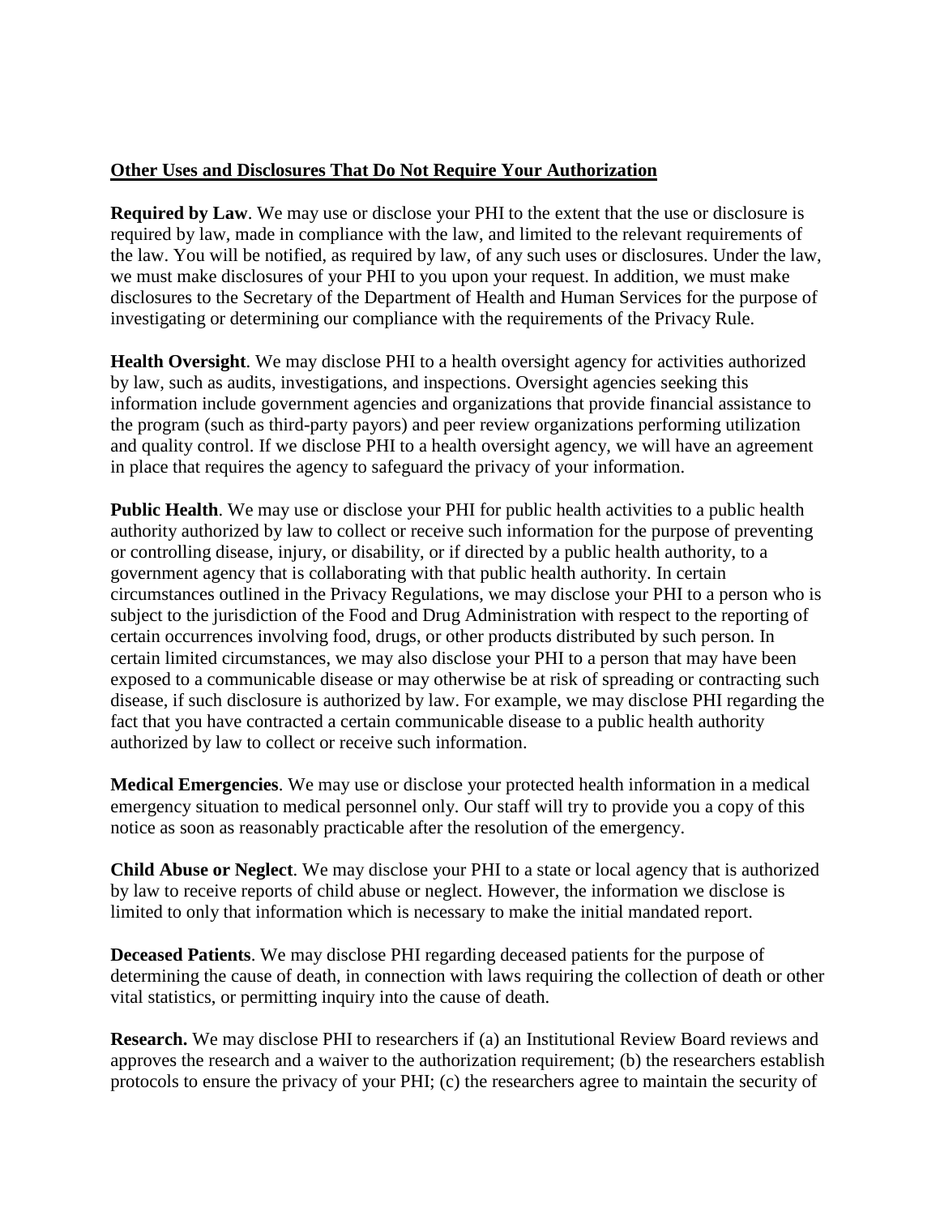## Other Uses and Disclosures That Do Not Require Your Authorization

**Required by Law**. We may use or disclose your PHI to the extent that the use or disclosure is required by law, made in compliance with the law, and limited to the relevant requirements of the law. You will be notified, as required by law, of any such uses or disclosures. Under the law, we must make disclosures of your PHI to you upon your request. In addition, we must make disclosures to the Secretary of the Department of Health and Human Services for the purpose of investigating or determining our compliance with the requirements of the Privacy Rule.

**Health Oversight**. We may disclose PHI to a health oversight agency for activities authorized by law, such as audits, investigations, and inspections. Oversight agencies seeking this information include government agencies and organizations that provide financial assistance to the program (such as third-party payors) and peer review organizations performing utilization and quality control. If we disclose PHI to a health oversight agency, we will have an agreement in place that requires the agency to safeguard the privacy of your information.

**Public Health**. We may use or disclose your PHI for public health activities to a public health authority authorized by law to collect or receive such information for the purpose of preventing or controlling disease, injury, or disability, or if directed by a public health authority, to a government agency that is collaborating with that public health authority. In certain circumstances outlined in the Privacy Regulations, we may disclose your PHI to a person who is subject to the jurisdiction of the Food and Drug Administration with respect to the reporting of certain occurrences involving food, drugs, or other products distributed by such person. In certain limited circumstances, we may also disclose your PHI to a person that may have been exposed to a communicable disease or may otherwise be at risk of spreading or contracting such disease, if such disclosure is authorized by law. For example, we may disclose PHI regarding the fact that you have contracted a certain communicable disease to a public health authority authorized by law to collect or receive such information.

**Medical Emergencies**. We may use or disclose your protected health information in a medical emergency situation to medical personnel only. Our staff will try to provide you a copy of this notice as soon as reasonably practicable after the resolution of the emergency.

**Child Abuse or Neglect**. We may disclose your PHI to a state or local agency that is authorized by law to receive reports of child abuse or neglect. However, the information we disclose is limited to only that information which is necessary to make the initial mandated report.

**Deceased Patients**. We may disclose PHI regarding deceased patients for the purpose of determining the cause of death, in connection with laws requiring the collection of death or other vital statistics, or permitting inquiry into the cause of death.

**Research.** We may disclose PHI to researchers if (a) an Institutional Review Board reviews and approves the research and a waiver to the authorization requirement; (b) the researchers establish protocols to ensure the privacy of your PHI; (c) the researchers agree to maintain the security of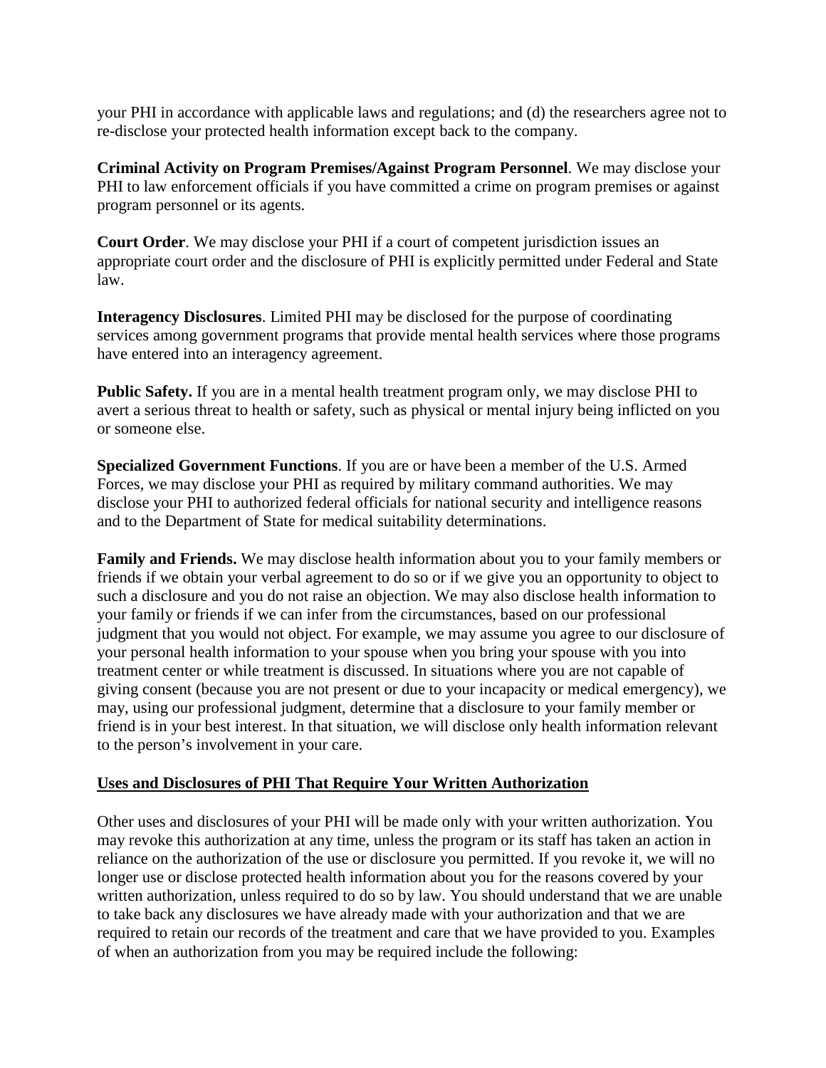your PHI in accordance with applicable laws and regulations; and (d) the researchers agree not to re-disclose your protected health information except back to the company.

**Criminal Activity on Program Premises/Against Program Personnel**. We may disclose your PHI to law enforcement officials if you have committed a crime on program premises or against program personnel or its agents.

**Court Order**. We may disclose your PHI if a court of competent jurisdiction issues an appropriate court order and the disclosure of PHI is explicitly permitted under Federal and State law.

**Interagency Disclosures**. Limited PHI may be disclosed for the purpose of coordinating services among government programs that provide mental health services where those programs have entered into an interagency agreement.

**Public Safety.** If you are in a mental health treatment program only, we may disclose PHI to avert a serious threat to health or safety, such as physical or mental injury being inflicted on you or someone else.

**Specialized Government Functions**. If you are or have been a member of the U.S. Armed Forces, we may disclose your PHI as required by military command authorities. We may disclose your PHI to authorized federal officials for national security and intelligence reasons and to the Department of State for medical suitability determinations.

**Family and Friends.** We may disclose health information about you to your family members or friends if we obtain your verbal agreement to do so or if we give you an opportunity to object to such a disclosure and you do not raise an objection. We may also disclose health information to your family or friends if we can infer from the circumstances, based on our professional judgment that you would not object. For example, we may assume you agree to our disclosure of your personal health information to your spouse when you bring your spouse with you into treatment center or while treatment is discussed. In situations where you are not capable of giving consent (because you are not present or due to your incapacity or medical emergency), we may, using our professional judgment, determine that a disclosure to your family member or friend is in your best interest. In that situation, we will disclose only health information relevant to the person's involvement in your care.

## Uses and Disclosures of PHI That Require Your Written Authorization

Other uses and disclosures of your PHI will be made only with your written authorization. You may revoke this authorization at any time, unless the program or its staff has taken an action in reliance on the authorization of the use or disclosure you permitted. If you revoke it, we will no longer use or disclose protected health information about you for the reasons covered by your written authorization, unless required to do so by law. You should understand that we are unable to take back any disclosures we have already made with your authorization and that we are required to retain our records of the treatment and care that we have provided to you. Examples of when an authorization from you may be required include the following: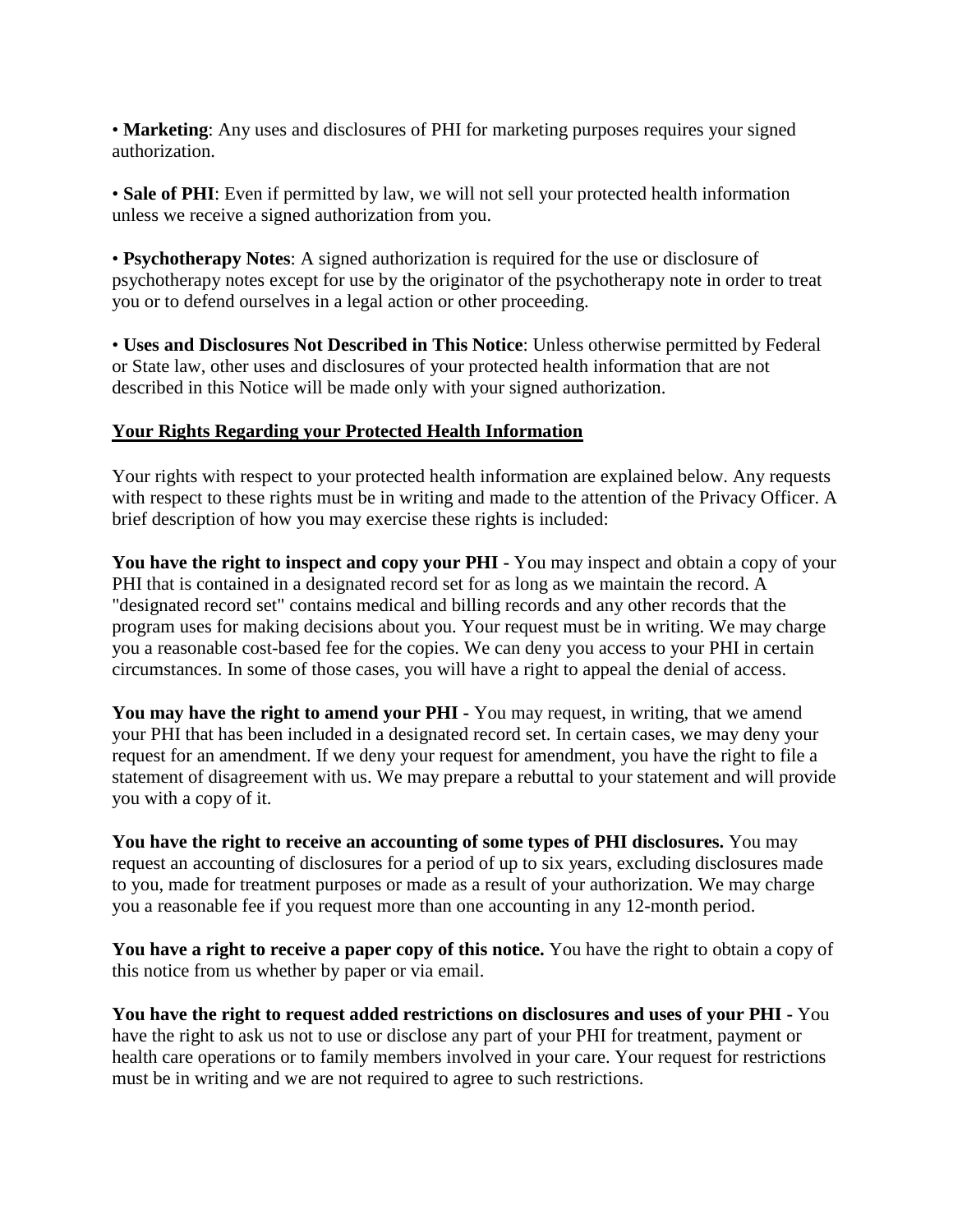• **Marketing**: Any uses and disclosures of PHI for marketing purposes requires your signed authorization.

• **Sale of PHI**: Even if permitted by law, we will not sell your protected health information unless we receive a signed authorization from you.

• **Psychotherapy Notes**: A signed authorization is required for the use or disclosure of psychotherapy notes except for use by the originator of the psychotherapy note in order to treat you or to defend ourselves in a legal action or other proceeding.

• **Uses and Disclosures Not Described in This Notice**: Unless otherwise permitted by Federal or State law, other uses and disclosures of your protected health information that are not described in this Notice will be made only with your signed authorization.

## Your Rights Regarding your Protected Health Information

Your rights with respect to your protected health information are explained below. Any requests with respect to these rights must be in writing and made to the attention of the Privacy Officer. A brief description of how you may exercise these rights is included:

**You have the right to inspect and copy your PHI -** You may inspect and obtain a copy of your PHI that is contained in a designated record set for as long as we maintain the record. A "designated record set" contains medical and billing records and any other records that the program uses for making decisions about you. Your request must be in writing. We may charge you a reasonable cost-based fee for the copies. We can deny you access to your PHI in certain circumstances. In some of those cases, you will have a right to appeal the denial of access.

**You may have the right to amend your PHI -** You may request, in writing, that we amend your PHI that has been included in a designated record set. In certain cases, we may deny your request for an amendment. If we deny your request for amendment, you have the right to file a statement of disagreement with us. We may prepare a rebuttal to your statement and will provide you with a copy of it.

**You have the right to receive an accounting of some types of PHI disclosures.** You may request an accounting of disclosures for a period of up to six years, excluding disclosures made to you, made for treatment purposes or made as a result of your authorization. We may charge you a reasonable fee if you request more than one accounting in any 12-month period.

**You have a right to receive a paper copy of this notice.** You have the right to obtain a copy of this notice from us whether by paper or via email.

**You have the right to request added restrictions on disclosures and uses of your PHI -** You have the right to ask us not to use or disclose any part of your PHI for treatment, payment or health care operations or to family members involved in your care. Your request for restrictions must be in writing and we are not required to agree to such restrictions.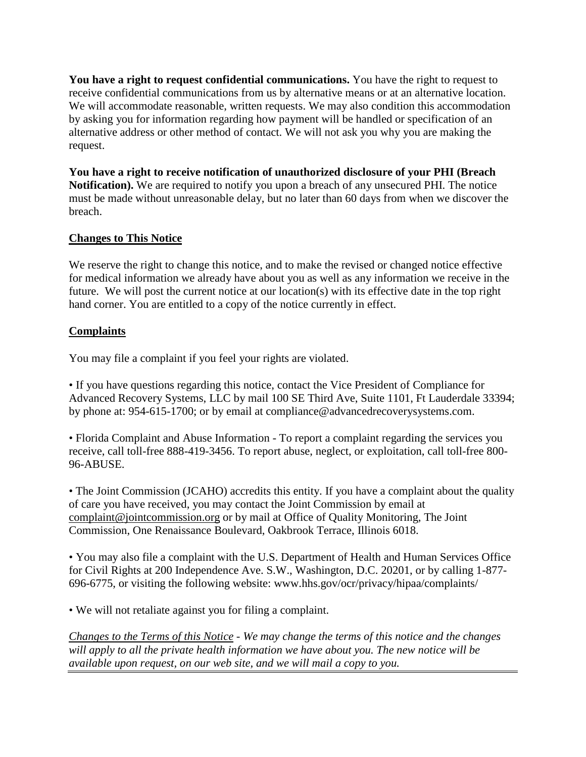**You have a right to request confidential communications.** You have the right to request to receive confidential communications from us by alternative means or at an alternative location. We will accommodate reasonable, written requests. We may also condition this accommodation by asking you for information regarding how payment will be handled or specification of an alternative address or other method of contact. We will not ask you why you are making the request.

**You have a right to receive notification of unauthorized disclosure of your PHI (Breach Notification).** We are required to notify you upon a breach of any unsecured PHI. The notice must be made without unreasonable delay, but no later than 60 days from when we discover the breach.

## Changes to This Notice

We reserve the right to change this notice, and to make the revised or changed notice effective for medical information we already have about you as well as any information we receive in the future. We will post the current notice at our location(s) with its effective date in the top right hand corner. You are entitled to a copy of the notice currently in effect.

## Complaints

You may file a complaint if you feel your rights are violated.

- If you have questions regarding this notice, contact the Vice President of Compliance for Advanced Recovery Systems, LLC by mail 100 SE Third Ave, Suite 1101, Ft Lauderdale 33394; by phone at: 954-615-1700; or by email at compliance@advancedrecoverysystems.com.

- Florida Complaint and Abuse Information - To report a complaint regarding the services you receive, call toll-free 888-419-3456. To report abuse, neglect, or exploitation, call toll-free 800-96-ABUSE.

- The Joint Commission (JCAHO) accredits this entity. If you have a complaint about the quality of care you have received, you may contact the Joint Commission by email at complaint@jointcommission.org or by mail at Office of Quality Monitoring, The Joint Commission, One Renaissance Boulevard, Oakbrook Terrace, Illinois 6018.

- You may also file a complaint with the U.S. Department of Health and Human Services Office for Civil Rights at 200 Independence Ave. S.W., Washington, D.C. 20201, or by calling 1-877-696-6775, or visiting the following website: www.hhs.gov/ocr/privacy/hipaa/complaints/

- We will not retaliate against you for filing a complaint.

*Changes to the Terms of this Notice - We may change the terms of this notice and the changes will apply to all the private health information we have about you. The new notice will be available upon request, on our web site, and we will mail a copy to you.*